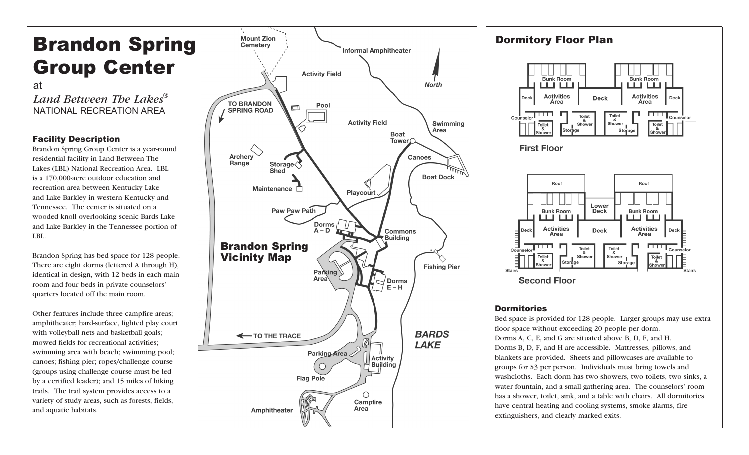# Brandon Spring Group Center

at

*Land Between The Lakes*®
NATIONAL RECREATION AREA

### Facility Description

Brandon Spring Group Center is a year-round residential facility in Land Between The Lakes (LBL) National Recreation Area. LBL is a 170,000-acre outdoor education and recreation area between Kentucky Lake and Lake Barkley in western Kentucky and Tennessee. The center is situated on a wooded knoll overlooking scenic Bards Lake and Lake Barkley in the Tennessee portion of LBL.

Brandon Spring has bed space for 128 people. There are eight dorms (lettered A through H), identical in design, with 12 beds in each main room and four beds in private counselors' quarters located off the main room.

Other features include three campfire areas; amphitheater; hard-surface, lighted play court with volleyball nets and basketball goals; mowed fields for recreational activities; swimming area with beach; swimming pool; canoes; fishing pier; ropes/challenge course (groups using challenge course must be led by a certified leader); and 15 miles of hiking trails. The trail system provides access to a variety of study areas, such as forests, fields, and aquatic habitats.

## Brandon Spring Vicinity Map

Mount Zion Cemetery
Informal Amphitheater
Activity Field
North
TO BRANDON SPRING ROAD
Pool
Activity Field
Swimming Area
Boat Tower
Archery Range
Storage Shed
Canoes
Boat Dock
Maintenance
Playcourt
Paw Paw Path
Dorms A – D
Commons Building
Fishing Pier
Parking Area
Dorms E – H
TO THE TRACE
BARDS LAKE
Parking Area
Activity Building
Flag Pole
Campfire Area
Amphitheater

## Dormitory Floor Plan

**First Floor:** Bunk Room, Activities Area, Deck, Counselor, Toilet & Shower, Storage (shown for each half)

**Second Floor:** Roof, Lower Deck, Bunk Room, Activities Area, Deck, Counselor, Toilet & Shower, Storage, Stairs (shown for each half)

### Dormitories

Bed space is provided for 128 people. Larger groups may use extra floor space without exceeding 20 people per dorm.
Dorms A, C, E, and G are situated above B, D, F, and H.
Dorms B, D, F, and H are accessible. Mattresses, pillows, and blankets are provided. Sheets and pillowcases are available to groups for $3 per person. Individuals must bring towels and washcloths. Each dorm has two showers, two toilets, two sinks, a water fountain, and a small gathering area. The counselors' room has a shower, toilet, sink, and a table with chairs. All dormitories have central heating and cooling systems, smoke alarms, fire extinguishers, and clearly marked exits.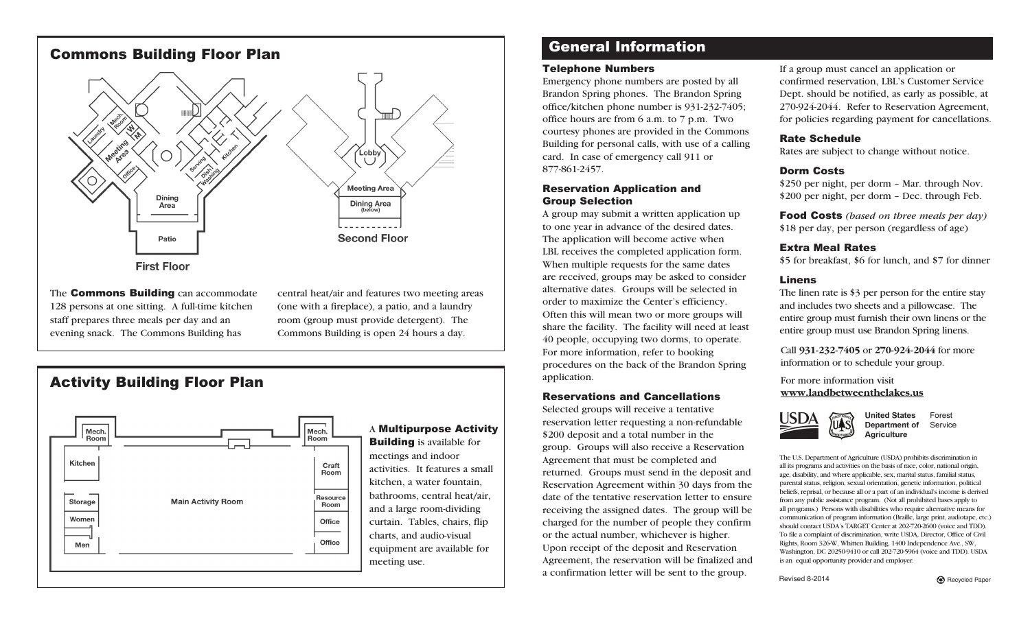## Commons Building Floor Plan

Laundry
Mech. Room
W
M
Meeting Area
Office
Serving
Dish Washing
Kitchen
Dining Area
Patio
First Floor

Lobby
Meeting Area
Dining Area (below)
Second Floor

The **Commons Building** can accommodate 128 persons at one sitting. A full-time kitchen staff prepares three meals per day and an evening snack. The Commons Building has central heat/air and features two meeting areas (one with a fireplace), a patio, and a laundry room (group must provide detergent). The Commons Building is open 24 hours a day.

## Activity Building Floor Plan

Mech. Room
Kitchen
Storage
Women
Men
Main Activity Room
Mech. Room
Craft Room
Resource Room
Office
Office

A **Multipurpose Activity Building** is available for meetings and indoor activities. It features a small kitchen, a water fountain, bathrooms, central heat/air, and a large room-dividing curtain. Tables, chairs, flip charts, and audio-visual equipment are available for meeting use.

## General Information

### Telephone Numbers

Emergency phone numbers are posted by all Brandon Spring phones. The Brandon Spring office/kitchen phone number is 931-232-7405; office hours are from 6 a.m. to 7 p.m. Two courtesy phones are provided in the Commons Building for personal calls, with use of a calling card. In case of emergency call 911 or 877-861-2457.

### Reservation Application and Group Selection

A group may submit a written application up to one year in advance of the desired dates. The application will become active when LBL receives the completed application form. When multiple requests for the same dates are received, groups may be asked to consider alternative dates. Groups will be selected in order to maximize the Center's efficiency. Often this will mean two or more groups will share the facility. The facility will need at least 40 people, occupying two dorms, to operate. For more information, refer to booking procedures on the back of the Brandon Spring application.

### Reservations and Cancellations

Selected groups will receive a tentative reservation letter requesting a non-refundable $200 deposit and a total number in the group. Groups will also receive a Reservation Agreement that must be completed and returned. Groups must send in the deposit and Reservation Agreement within 30 days from the date of the tentative reservation letter to ensure receiving the assigned dates. The group will be charged for the number of people they confirm or the actual number, whichever is higher. Upon receipt of the deposit and Reservation Agreement, the reservation will be finalized and a confirmation letter will be sent to the group.

If a group must cancel an application or confirmed reservation, LBL's Customer Service Dept. should be notified, as early as possible, at 270-924-2044. Refer to Reservation Agreement, for policies regarding payment for cancellations.

### Rate Schedule

Rates are subject to change without notice.

### Dorm Costs

$250 per night, per dorm – Mar. through Nov.
$200 per night, per dorm – Dec. through Feb.

### Food Costs *(based on three meals per day)*

$18 per day, per person (regardless of age)

### Extra Meal Rates

$5 for breakfast, $6 for lunch, and $7 for dinner

### Linens

The linen rate is $3 per person for the entire stay and includes two sheets and a pillowcase. The entire group must furnish their own linens or the entire group must use Brandon Spring linens.

Call **931-232-7405** or **270-924-2044** for more information or to schedule your group.

For more information visit
**www.landbetweenthelakes.us**

USDA
**United States Department of Agriculture** Forest Service

The U.S. Department of Agriculture (USDA) prohibits discrimination in all its programs and activities on the basis of race, color, national origin, age, disability, and where applicable, sex, marital status, familial status, parental status, religion, sexual orientation, genetic information, political beliefs, reprisal, or because all or a part of an individual's income is derived from any public assistance program. (Not all prohibited bases apply to all programs.) Persons with disabilities who require alternative means for communication of program information (Braille, large print, audiotape, etc.) should contact USDA's TARGET Center at 202-720-2600 (voice and TDD). To file a complaint of discrimination, write USDA, Director, Office of Civil Rights, Room 326-W, Whitten Building, 1400 Independence Ave., SW, Washington, DC 20250-9410 or call 202-720-5964 (voice and TDD). USDA is an equal opportunity provider and employer.

Revised 8-2014

Recycled Paper